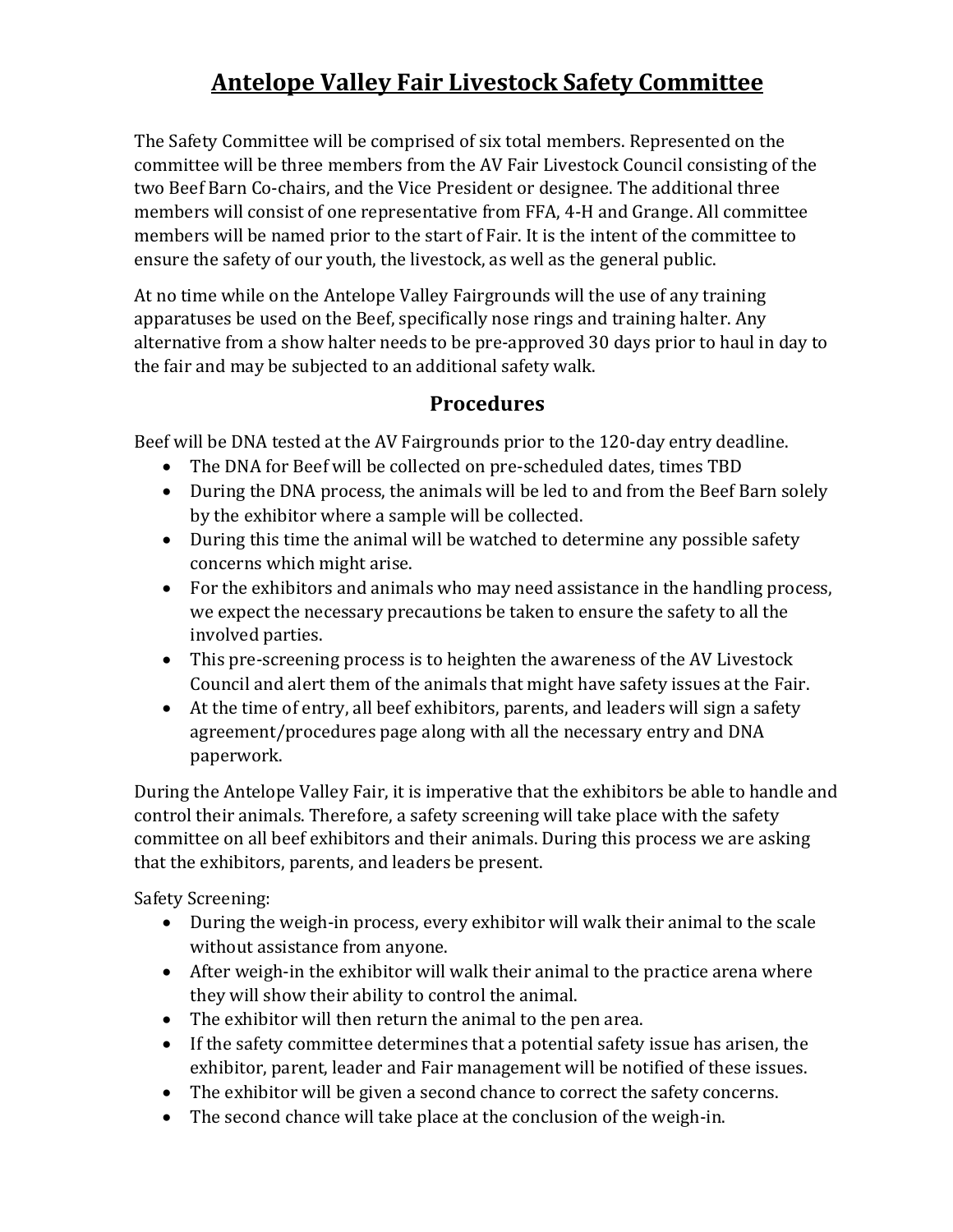# Antelope Valley Fair Livestock Safety Committee

The Safety Committee will be comprised of six total members. Represented on the committee will be three members from the AV Fair Livestock Council consisting of the two Beef Barn Co-chairs, and the Vice President or designee. The additional three members will consist of one representative from FFA, 4-H and Grange. All committee members will be named prior to the start of Fair. It is the intent of the committee to ensure the safety of our youth, the livestock, as well as the general public.

At no time while on the Antelope Valley Fairgrounds will the use of any training apparatuses be used on the Beef, specifically nose rings and training halter. Any alternative from a show halter needs to be pre-approved 30 days prior to haul in day to the fair and may be subjected to an additional safety walk.

## Procedures

Beef will be DNA tested at the AV Fairgrounds prior to the 120-day entry deadline.

- The DNA for Beef will be collected on pre-scheduled dates, times TBD
- During the DNA process, the animals will be led to and from the Beef Barn solely by the exhibitor where a sample will be collected.
- During this time the animal will be watched to determine any possible safety concerns which might arise.
- For the exhibitors and animals who may need assistance in the handling process, we expect the necessary precautions be taken to ensure the safety to all the involved parties.
- This pre-screening process is to heighten the awareness of the AV Livestock Council and alert them of the animals that might have safety issues at the Fair.
- At the time of entry, all beef exhibitors, parents, and leaders will sign a safety agreement/procedures page along with all the necessary entry and DNA paperwork.

During the Antelope Valley Fair, it is imperative that the exhibitors be able to handle and control their animals. Therefore, a safety screening will take place with the safety committee on all beef exhibitors and their animals. During this process we are asking that the exhibitors, parents, and leaders be present.

Safety Screening:

- During the weigh-in process, every exhibitor will walk their animal to the scale without assistance from anyone.
- After weigh-in the exhibitor will walk their animal to the practice arena where they will show their ability to control the animal.
- The exhibitor will then return the animal to the pen area.
- If the safety committee determines that a potential safety issue has arisen, the exhibitor, parent, leader and Fair management will be notified of these issues.
- The exhibitor will be given a second chance to correct the safety concerns.
- The second chance will take place at the conclusion of the weigh-in.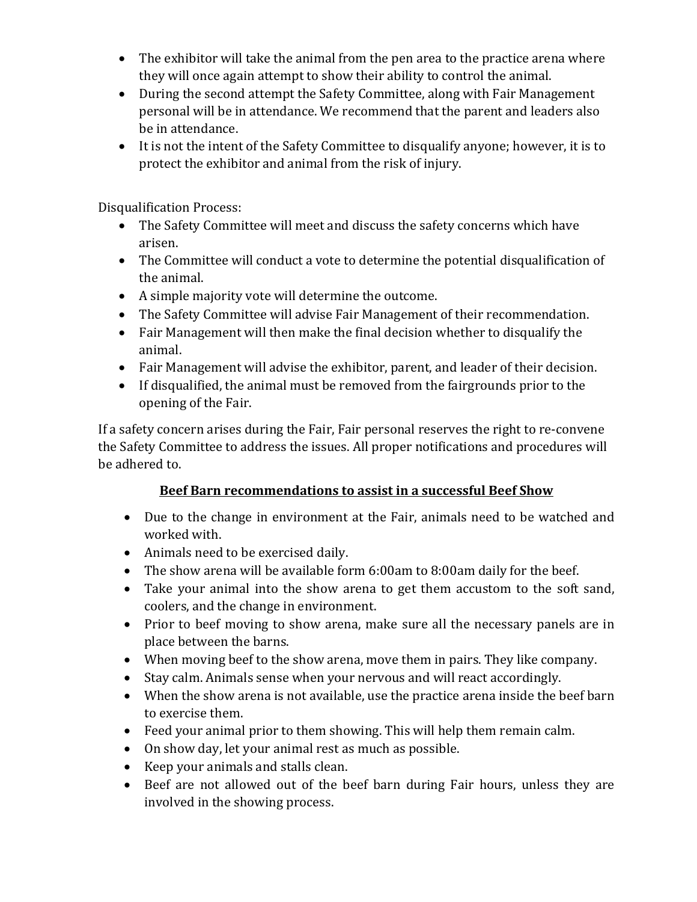- The exhibitor will take the animal from the pen area to the practice arena where they will once again attempt to show their ability to control the animal.
- During the second attempt the Safety Committee, along with Fair Management personal will be in attendance. We recommend that the parent and leaders also be in attendance.
- It is not the intent of the Safety Committee to disqualify anyone; however, it is to protect the exhibitor and animal from the risk of injury.

Disqualification Process:

- The Safety Committee will meet and discuss the safety concerns which have arisen.
- The Committee will conduct a vote to determine the potential disqualification of the animal.
- A simple majority vote will determine the outcome.
- The Safety Committee will advise Fair Management of their recommendation.
- Fair Management will then make the final decision whether to disqualify the animal.
- Fair Management will advise the exhibitor, parent, and leader of their decision.
- If disqualified, the animal must be removed from the fairgrounds prior to the opening of the Fair.

If a safety concern arises during the Fair, Fair personal reserves the right to re-convene the Safety Committee to address the issues. All proper notifications and procedures will be adhered to.

## **Beef Barn recommendations to assist in a successful Beef Show**

- Due to the change in environment at the Fair, animals need to be watched and worked with.
- Animals need to be exercised daily.
- The show arena will be available form 6:00am to 8:00am daily for the beef.
- Take your animal into the show arena to get them accustom to the soft sand, coolers, and the change in environment.
- Prior to beef moving to show arena, make sure all the necessary panels are in place between the barns.
- When moving beef to the show arena, move them in pairs. They like company.
- Stay calm. Animals sense when your nervous and will react accordingly.
- When the show arena is not available, use the practice arena inside the beef barn to exercise them.
- Feed your animal prior to them showing. This will help them remain calm.
- On show day, let your animal rest as much as possible.
- Keep your animals and stalls clean.
- Beef are not allowed out of the beef barn during Fair hours, unless they are involved in the showing process.